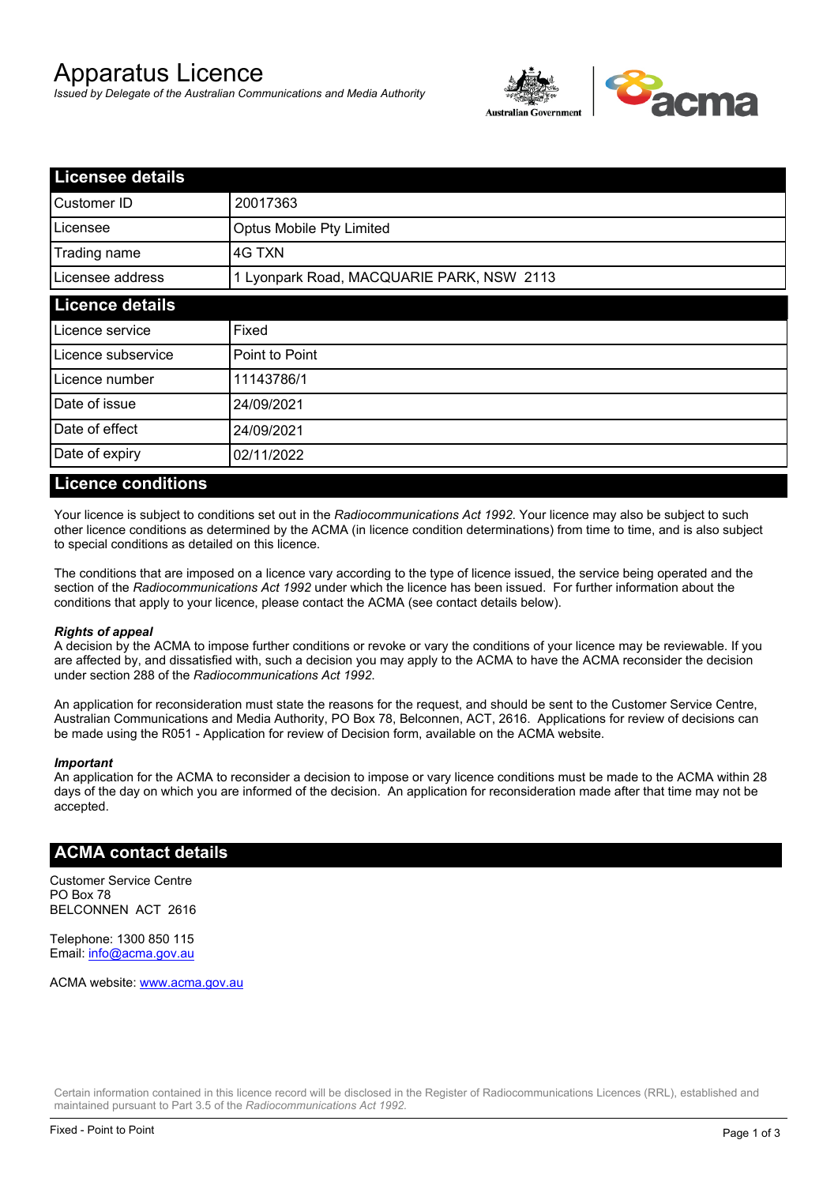# Apparatus Licence

*Issued by Delegate of the Australian Communications and Media Authority*

## Licensee details

| | |
|---|---|
| Customer ID | 20017363 |
| Licensee | Optus Mobile Pty Limited |
| Trading name | 4G TXN |
| Licensee address | 1 Lyonpark Road, MACQUARIE PARK, NSW 2113 |

## Licence details

| | |
|---|---|
| Licence service | Fixed |
| Licence subservice | Point to Point |
| Licence number | 11143786/1 |
| Date of issue | 24/09/2021 |
| Date of effect | 24/09/2021 |
| Date of expiry | 02/11/2022 |

## Licence conditions

Your licence is subject to conditions set out in the *Radiocommunications Act 1992*. Your licence may also be subject to such other licence conditions as determined by the ACMA (in licence condition determinations) from time to time, and is also subject to special conditions as detailed on this licence.

The conditions that are imposed on a licence vary according to the type of licence issued, the service being operated and the section of the *Radiocommunications Act 1992* under which the licence has been issued. For further information about the conditions that apply to your licence, please contact the ACMA (see contact details below).

***Rights of appeal***

A decision by the ACMA to impose further conditions or revoke or vary the conditions of your licence may be reviewable. If you are affected by, and dissatisfied with, such a decision you may apply to the ACMA to have the ACMA reconsider the decision under section 288 of the *Radiocommunications Act 1992*.

An application for reconsideration must state the reasons for the request, and should be sent to the Customer Service Centre, Australian Communications and Media Authority, PO Box 78, Belconnen, ACT, 2616. Applications for review of decisions can be made using the R051 - Application for review of Decision form, available on the ACMA website.

***Important***

An application for the ACMA to reconsider a decision to impose or vary licence conditions must be made to the ACMA within 28 days of the day on which you are informed of the decision. An application for reconsideration made after that time may not be accepted.

## ACMA contact details

Customer Service Centre
PO Box 78
BELCONNEN ACT 2616

Telephone: 1300 850 115
Email: info@acma.gov.au

ACMA website: www.acma.gov.au

Certain information contained in this licence record will be disclosed in the Register of Radiocommunications Licences (RRL), established and maintained pursuant to Part 3.5 of the *Radiocommunications Act 1992.*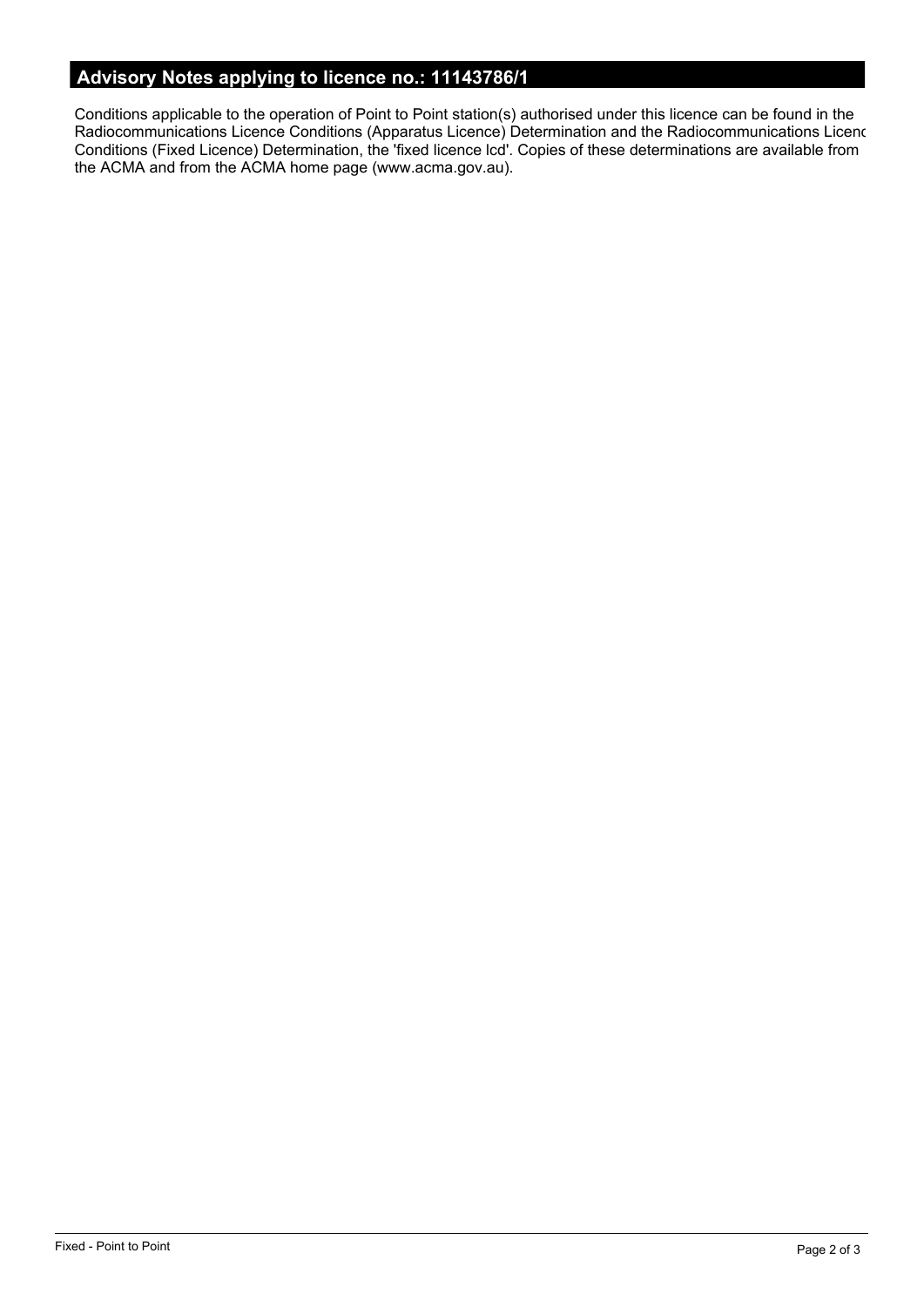## Advisory Notes applying to licence no.: 11143786/1

Conditions applicable to the operation of Point to Point station(s) authorised under this licence can be found in the Radiocommunications Licence Conditions (Apparatus Licence) Determination and the Radiocommunications Licenc Conditions (Fixed Licence) Determination, the 'fixed licence lcd'. Copies of these determinations are available from the ACMA and from the ACMA home page (www.acma.gov.au).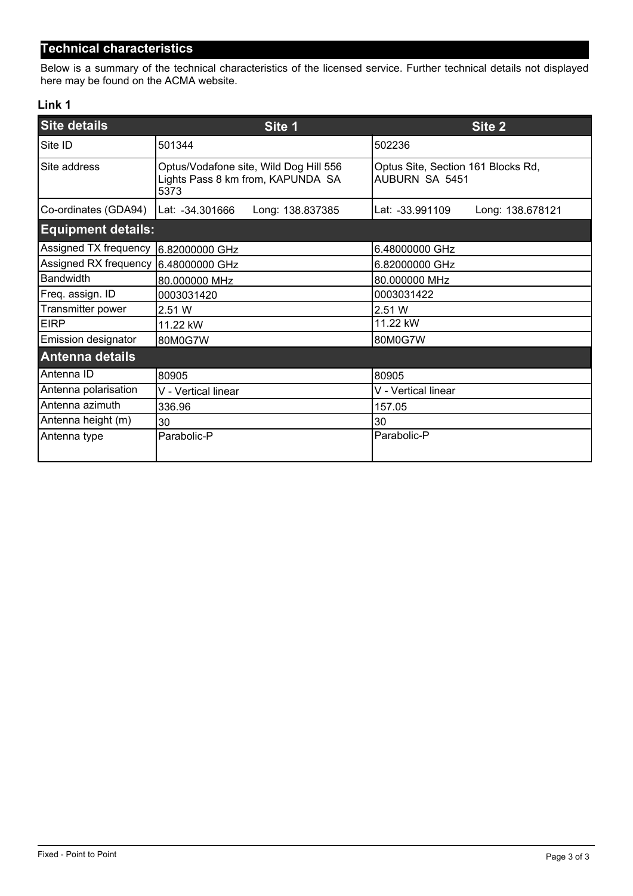## Technical characteristics

Below is a summary of the technical characteristics of the licensed service. Further technical details not displayed here may be found on the ACMA website.

### Link 1

| Site details | Site 1 | Site 2 |
|---|---|---|
| Site ID | 501344 | 502236 |
| Site address | Optus/Vodafone site, Wild Dog Hill 556 Lights Pass 8 km from, KAPUNDA SA 5373 | Optus Site, Section 161 Blocks Rd, AUBURN SA 5451 |
| Co-ordinates (GDA94) | Lat: -34.301666 Long: 138.837385 | Lat: -33.991109 Long: 138.678121 |
| **Equipment details:** | | |
| Assigned TX frequency | 6.82000000 GHz | 6.48000000 GHz |
| Assigned RX frequency | 6.48000000 GHz | 6.82000000 GHz |
| Bandwidth | 80.000000 MHz | 80.000000 MHz |
| Freq. assign. ID | 0003031420 | 0003031422 |
| Transmitter power | 2.51 W | 2.51 W |
| EIRP | 11.22 kW | 11.22 kW |
| Emission designator | 80M0G7W | 80M0G7W |
| **Antenna details** | | |
| Antenna ID | 80905 | 80905 |
| Antenna polarisation | V - Vertical linear | V - Vertical linear |
| Antenna azimuth | 336.96 | 157.05 |
| Antenna height (m) | 30 | 30 |
| Antenna type | Parabolic-P | Parabolic-P |

Fixed - Point to Point